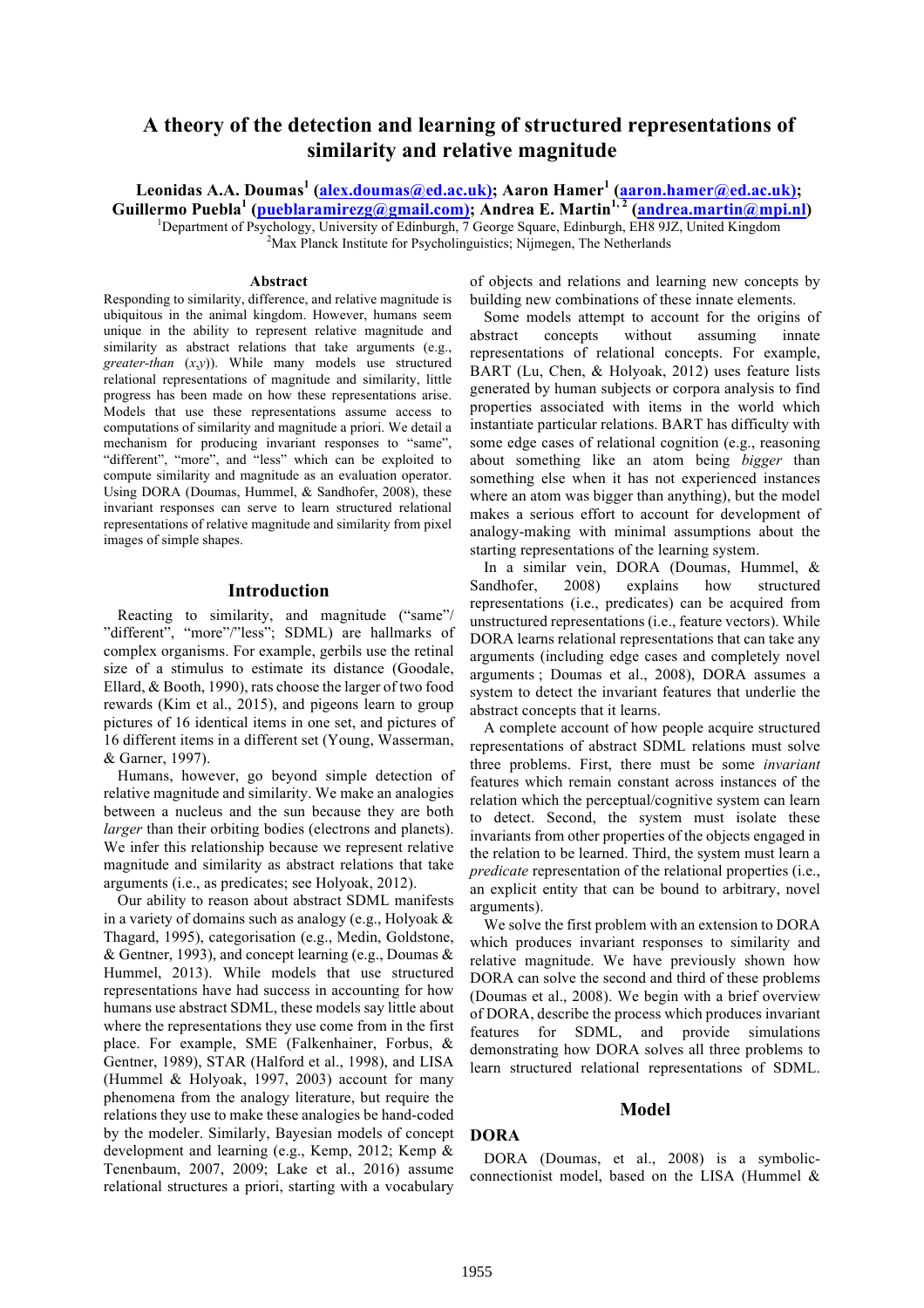# A theory of the detection and learning of structured representations of similarity and relative magnitude

**Leonidas A.A. Doumas[1] (alex.doumas@ed.ac.uk); Aaron Hamer[1] (aaron.hamer@ed.ac.uk); Guillermo Puebla[1] (pueblaramirezg@gmail.com); Andrea E. Martin[1, 2] (andrea.martin@mpi.nl)**

[1]Department of Psychology, University of Edinburgh, 7 George Square, Edinburgh, EH8 9JZ, United Kingdom

[2]Max Planck Institute for Psycholinguistics; Nijmegen, The Netherlands

## Abstract

Responding to similarity, difference, and relative magnitude is ubiquitous in the animal kingdom. However, humans seem unique in the ability to represent relative magnitude and similarity as abstract relations that take arguments (e.g., *greater-than* (*x*,*y*)). While many models use structured relational representations of magnitude and similarity, little progress has been made on how these representations arise. Models that use these representations assume access to computations of similarity and magnitude a priori. We detail a mechanism for producing invariant responses to "same", "different", "more", and "less" which can be exploited to compute similarity and magnitude as an evaluation operator. Using DORA (Doumas, Hummel, & Sandhofer, 2008), these invariant responses can serve to learn structured relational representations of relative magnitude and similarity from pixel images of simple shapes.

## Introduction

Reacting to similarity, and magnitude ("same"/ "different", "more"/"less"; SDML) are hallmarks of complex organisms. For example, gerbils use the retinal size of a stimulus to estimate its distance (Goodale, Ellard, & Booth, 1990), rats choose the larger of two food rewards (Kim et al., 2015), and pigeons learn to group pictures of 16 identical items in one set, and pictures of 16 different items in a different set (Young, Wasserman, & Garner, 1997).

Humans, however, go beyond simple detection of relative magnitude and similarity. We make an analogies between a nucleus and the sun because they are both *larger* than their orbiting bodies (electrons and planets). We infer this relationship because we represent relative magnitude and similarity as abstract relations that take arguments (i.e., as predicates; see Holyoak, 2012).

Our ability to reason about abstract SDML manifests in a variety of domains such as analogy (e.g., Holyoak & Thagard, 1995), categorisation (e.g., Medin, Goldstone, & Gentner, 1993), and concept learning (e.g., Doumas & Hummel, 2013). While models that use structured representations have had success in accounting for how humans use abstract SDML, these models say little about where the representations they use come from in the first place. For example, SME (Falkenhainer, Forbus, & Gentner, 1989), STAR (Halford et al., 1998), and LISA (Hummel & Holyoak, 1997, 2003) account for many phenomena from the analogy literature, but require the relations they use to make these analogies be hand-coded by the modeler. Similarly, Bayesian models of concept development and learning (e.g., Kemp, 2012; Kemp & Tenenbaum, 2007, 2009; Lake et al., 2016) assume relational structures a priori, starting with a vocabulary of objects and relations and learning new concepts by building new combinations of these innate elements.

Some models attempt to account for the origins of abstract concepts without assuming innate representations of relational concepts. For example, BART (Lu, Chen, & Holyoak, 2012) uses feature lists generated by human subjects or corpora analysis to find properties associated with items in the world which instantiate particular relations. BART has difficulty with some edge cases of relational cognition (e.g., reasoning about something like an atom being *bigger* than something else when it has not experienced instances where an atom was bigger than anything), but the model makes a serious effort to account for development of analogy-making with minimal assumptions about the starting representations of the learning system.

In a similar vein, DORA (Doumas, Hummel, & Sandhofer, 2008) explains how structured representations (i.e., predicates) can be acquired from unstructured representations (i.e., feature vectors). While DORA learns relational representations that can take any arguments (including edge cases and completely novel arguments ; Doumas et al., 2008), DORA assumes a system to detect the invariant features that underlie the abstract concepts that it learns.

A complete account of how people acquire structured representations of abstract SDML relations must solve three problems. First, there must be some *invariant* features which remain constant across instances of the relation which the perceptual/cognitive system can learn to detect. Second, the system must isolate these invariants from other properties of the objects engaged in the relation to be learned. Third, the system must learn a *predicate* representation of the relational properties (i.e., an explicit entity that can be bound to arbitrary, novel arguments).

We solve the first problem with an extension to DORA which produces invariant responses to similarity and relative magnitude. We have previously shown how DORA can solve the second and third of these problems (Doumas et al., 2008). We begin with a brief overview of DORA, describe the process which produces invariant features for SDML, and provide simulations demonstrating how DORA solves all three problems to learn structured relational representations of SDML.

## Model

### DORA

DORA (Doumas, et al., 2008) is a symbolic-connectionist model, based on the LISA (Hummel &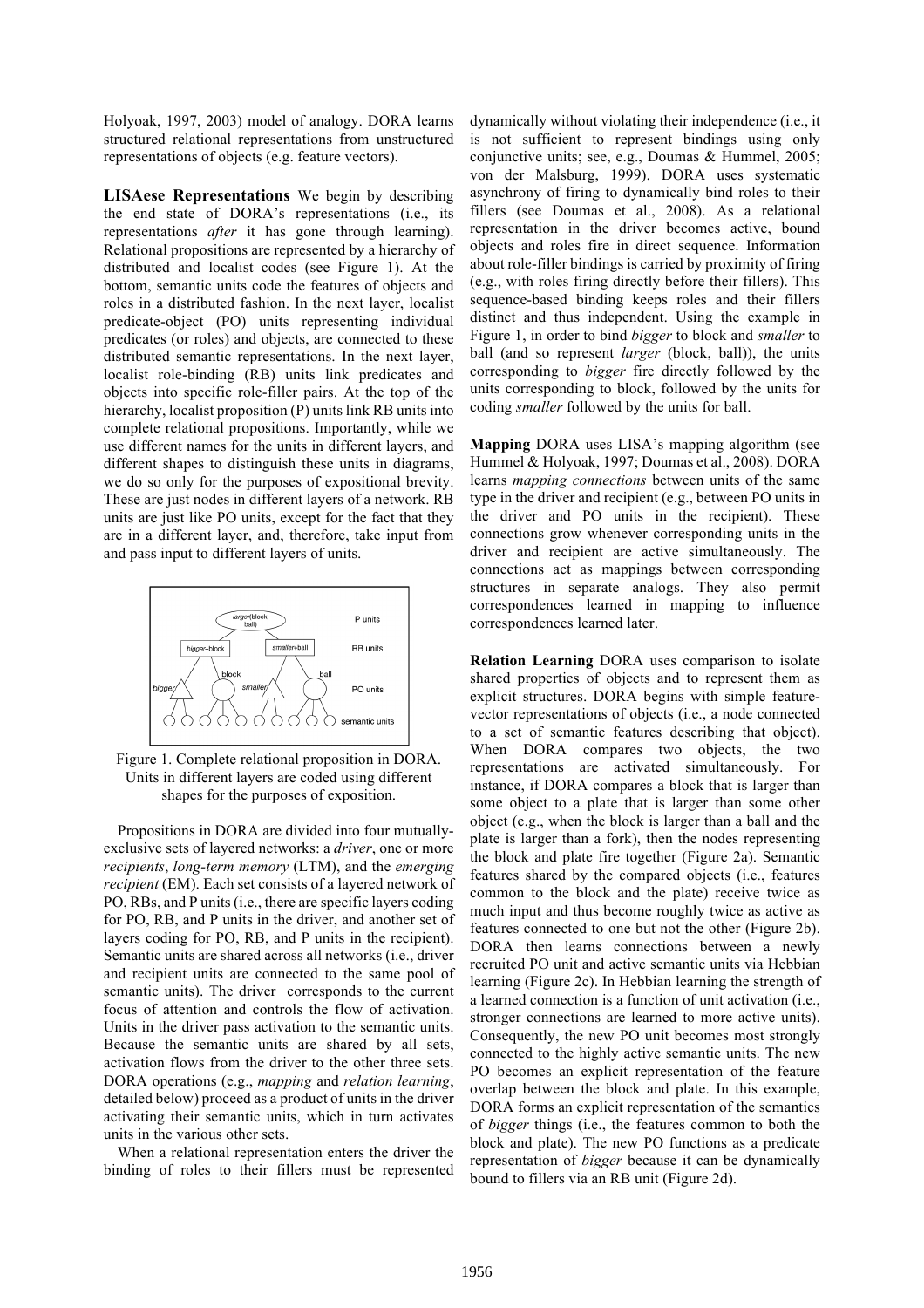Holyoak, 1997, 2003) model of analogy. DORA learns structured relational representations from unstructured representations of objects (e.g. feature vectors).

**LISAese Representations** We begin by describing the end state of DORA's representations (i.e., its representations *after* it has gone through learning). Relational propositions are represented by a hierarchy of distributed and localist codes (see Figure 1). At the bottom, semantic units code the features of objects and roles in a distributed fashion. In the next layer, localist predicate-object (PO) units representing individual predicates (or roles) and objects, are connected to these distributed semantic representations. In the next layer, localist role-binding (RB) units link predicates and objects into specific role-filler pairs. At the top of the hierarchy, localist proposition (P) units link RB units into complete relational propositions. Importantly, while we use different names for the units in different layers, and different shapes to distinguish these units in diagrams, we do so only for the purposes of expositional brevity. These are just nodes in different layers of a network. RB units are just like PO units, except for the fact that they are in a different layer, and, therefore, take input from and pass input to different layers of units.

Figure 1. Complete relational proposition in DORA. Units in different layers are coded using different shapes for the purposes of exposition.

Propositions in DORA are divided into four mutually-exclusive sets of layered networks: a *driver*, one or more *recipients*, *long-term memory* (LTM), and the *emerging recipient* (EM). Each set consists of a layered network of PO, RBs, and P units (i.e., there are specific layers coding for PO, RB, and P units in the driver, and another set of layers coding for PO, RB, and P units in the recipient). Semantic units are shared across all networks (i.e., driver and recipient units are connected to the same pool of semantic units). The driver corresponds to the current focus of attention and controls the flow of activation. Units in the driver pass activation to the semantic units. Because the semantic units are shared by all sets, activation flows from the driver to the other three sets. DORA operations (e.g., *mapping* and *relation learning*, detailed below) proceed as a product of units in the driver activating their semantic units, which in turn activates units in the various other sets.

When a relational representation enters the driver the binding of roles to their fillers must be represented dynamically without violating their independence (i.e., it is not sufficient to represent bindings using only conjunctive units; see, e.g., Doumas & Hummel, 2005; von der Malsburg, 1999). DORA uses systematic asynchrony of firing to dynamically bind roles to their fillers (see Doumas et al., 2008). As a relational representation in the driver becomes active, bound objects and roles fire in direct sequence. Information about role-filler bindings is carried by proximity of firing (e.g., with roles firing directly before their fillers). This sequence-based binding keeps roles and their fillers distinct and thus independent. Using the example in Figure 1, in order to bind *bigger* to block and *smaller* to ball (and so represent *larger* (block, ball)), the units corresponding to *bigger* fire directly followed by the units corresponding to block, followed by the units for coding *smaller* followed by the units for ball.

**Mapping** DORA uses LISA's mapping algorithm (see Hummel & Holyoak, 1997; Doumas et al., 2008). DORA learns *mapping connections* between units of the same type in the driver and recipient (e.g., between PO units in the driver and PO units in the recipient). These connections grow whenever corresponding units in the driver and recipient are active simultaneously. The connections act as mappings between corresponding structures in separate analogs. They also permit correspondences learned in mapping to influence correspondences learned later.

**Relation Learning** DORA uses comparison to isolate shared properties of objects and to represent them as explicit structures. DORA begins with simple feature-vector representations of objects (i.e., a node connected to a set of semantic features describing that object). When DORA compares two objects, the two representations are activated simultaneously. For instance, if DORA compares a block that is larger than some object to a plate that is larger than some other object (e.g., when the block is larger than a ball and the plate is larger than a fork), then the nodes representing the block and plate fire together (Figure 2a). Semantic features shared by the compared objects (i.e., features common to the block and the plate) receive twice as much input and thus become roughly twice as active as features connected to one but not the other (Figure 2b). DORA then learns connections between a newly recruited PO unit and active semantic units via Hebbian learning (Figure 2c). In Hebbian learning the strength of a learned connection is a function of unit activation (i.e., stronger connections are learned to more active units). Consequently, the new PO unit becomes most strongly connected to the highly active semantic units. The new PO becomes an explicit representation of the feature overlap between the block and plate. In this example, DORA forms an explicit representation of the semantics of *bigger* things (i.e., the features common to both the block and plate). The new PO functions as a predicate representation of *bigger* because it can be dynamically bound to fillers via an RB unit (Figure 2d).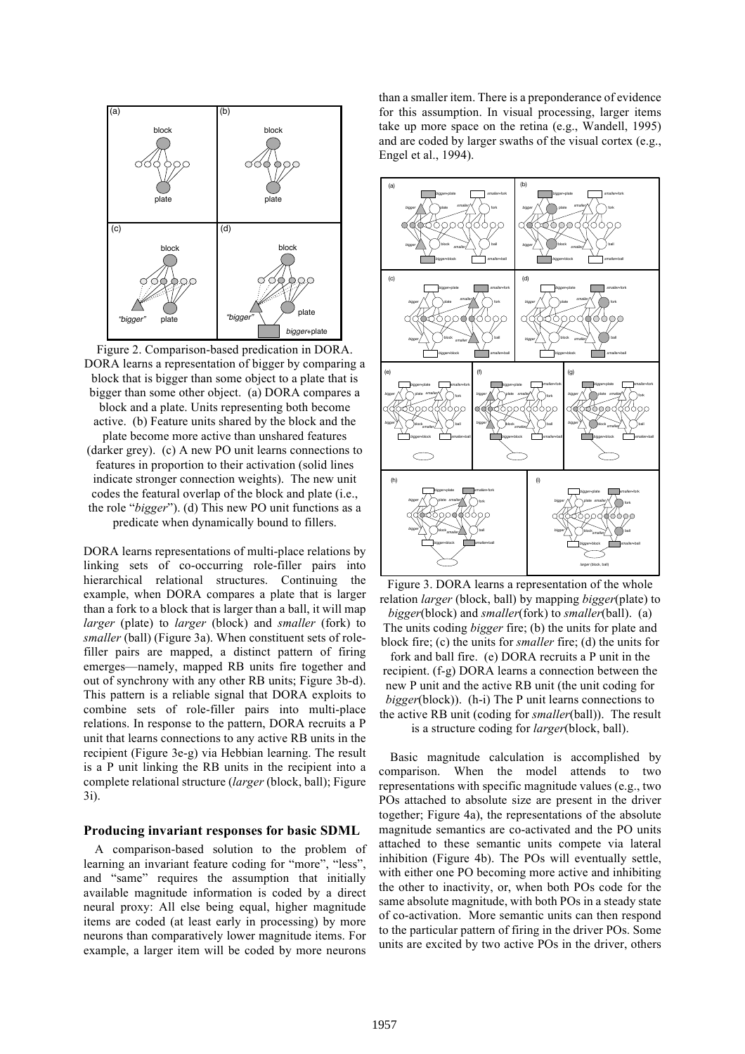Figure 2. Comparison-based predication in DORA. DORA learns a representation of bigger by comparing a block that is bigger than some object to a plate that is bigger than some other object. (a) DORA compares a block and a plate. Units representing both become active. (b) Feature units shared by the block and the plate become more active than unshared features (darker grey). (c) A new PO unit learns connections to features in proportion to their activation (solid lines indicate stronger connection weights). The new unit codes the featural overlap of the block and plate (i.e., the role "*bigger*"). (d) This new PO unit functions as a predicate when dynamically bound to fillers.

DORA learns representations of multi-place relations by linking sets of co-occurring role-filler pairs into hierarchical relational structures. Continuing the example, when DORA compares a plate that is larger than a fork to a block that is larger than a ball, it will map *larger* (plate) to *larger* (block) and *smaller* (fork) to *smaller* (ball) (Figure 3a). When constituent sets of role-filler pairs are mapped, a distinct pattern of firing emerges—namely, mapped RB units fire together and out of synchrony with any other RB units; Figure 3b-d). This pattern is a reliable signal that DORA exploits to combine sets of role-filler pairs into multi-place relations. In response to the pattern, DORA recruits a P unit that learns connections to any active RB units in the recipient (Figure 3e-g) via Hebbian learning. The result is a P unit linking the RB units in the recipient into a complete relational structure (*larger* (block, ball); Figure 3i).

## Producing invariant responses for basic SDML

A comparison-based solution to the problem of learning an invariant feature coding for "more", "less", and "same" requires the assumption that initially available magnitude information is coded by a direct neural proxy: All else being equal, higher magnitude items are coded (at least early in processing) by more neurons than comparatively lower magnitude items. For example, a larger item will be coded by more neurons than a smaller item. There is a preponderance of evidence for this assumption. In visual processing, larger items take up more space on the retina (e.g., Wandell, 1995) and are coded by larger swaths of the visual cortex (e.g., Engel et al., 1994).

Figure 3. DORA learns a representation of the whole relation *larger* (block, ball) by mapping *bigger*(plate) to *bigger*(block) and *smaller*(fork) to *smaller*(ball). (a) The units coding *bigger* fire; (b) the units for plate and block fire; (c) the units for *smaller* fire; (d) the units for fork and ball fire. (e) DORA recruits a P unit in the recipient. (f-g) DORA learns a connection between the new P unit and the active RB unit (the unit coding for *bigger*(block)). (h-i) The P unit learns connections to the active RB unit (coding for *smaller*(ball)). The result is a structure coding for *larger*(block, ball).

Basic magnitude calculation is accomplished by comparison. When the model attends to two representations with specific magnitude values (e.g., two POs attached to absolute size are present in the driver together; Figure 4a), the representations of the absolute magnitude semantics are co-activated and the PO units attached to these semantic units compete via lateral inhibition (Figure 4b). The POs will eventually settle, with either one PO becoming more active and inhibiting the other to inactivity, or, when both POs code for the same absolute magnitude, with both POs in a steady state of co-activation. More semantic units can then respond to the particular pattern of firing in the driver POs. Some units are excited by two active POs in the driver, others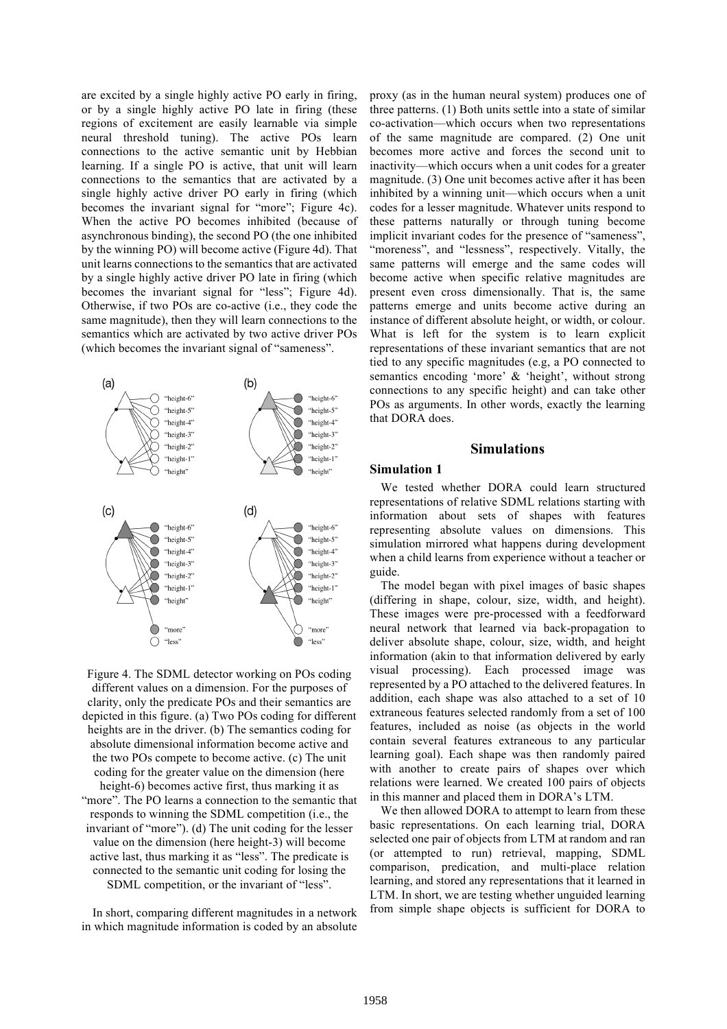are excited by a single highly active PO early in firing, or by a single highly active PO late in firing (these regions of excitement are easily learnable via simple neural threshold tuning). The active POs learn connections to the active semantic unit by Hebbian learning. If a single PO is active, that unit will learn connections to the semantics that are activated by a single highly active driver PO early in firing (which becomes the invariant signal for "more"; Figure 4c). When the active PO becomes inhibited (because of asynchronous binding), the second PO (the one inhibited by the winning PO) will become active (Figure 4d). That unit learns connections to the semantics that are activated by a single highly active driver PO late in firing (which becomes the invariant signal for "less"; Figure 4d). Otherwise, if two POs are co-active (i.e., they code the same magnitude), then they will learn connections to the semantics which are activated by two active driver POs (which becomes the invariant signal of "sameness".

Figure 4. The SDML detector working on POs coding different values on a dimension. For the purposes of clarity, only the predicate POs and their semantics are depicted in this figure. (a) Two POs coding for different heights are in the driver. (b) The semantics coding for absolute dimensional information become active and the two POs compete to become active. (c) The unit coding for the greater value on the dimension (here height-6) becomes active first, thus marking it as "more". The PO learns a connection to the semantic that responds to winning the SDML competition (i.e., the invariant of "more"). (d) The unit coding for the lesser value on the dimension (here height-3) will become active last, thus marking it as "less". The predicate is connected to the semantic unit coding for losing the SDML competition, or the invariant of "less".

In short, comparing different magnitudes in a network in which magnitude information is coded by an absolute proxy (as in the human neural system) produces one of three patterns. (1) Both units settle into a state of similar co-activation—which occurs when two representations of the same magnitude are compared. (2) One unit becomes more active and forces the second unit to inactivity—which occurs when a unit codes for a greater magnitude. (3) One unit becomes active after it has been inhibited by a winning unit—which occurs when a unit codes for a lesser magnitude. Whatever units respond to these patterns naturally or through tuning become implicit invariant codes for the presence of "sameness", "moreness", and "lessness", respectively. Vitally, the same patterns will emerge and the same codes will become active when specific relative magnitudes are present even cross dimensionally. That is, the same patterns emerge and units become active during an instance of different absolute height, or width, or colour. What is left for the system is to learn explicit representations of these invariant semantics that are not tied to any specific magnitudes (e.g, a PO connected to semantics encoding 'more' & 'height', without strong connections to any specific height) and can take other POs as arguments. In other words, exactly the learning that DORA does.

## Simulations

### Simulation 1

We tested whether DORA could learn structured representations of relative SDML relations starting with information about sets of shapes with features representing absolute values on dimensions. This simulation mirrored what happens during development when a child learns from experience without a teacher or guide.

The model began with pixel images of basic shapes (differing in shape, colour, size, width, and height). These images were pre-processed with a feedforward neural network that learned via back-propagation to deliver absolute shape, colour, size, width, and height information (akin to that information delivered by early visual processing). Each processed image was represented by a PO attached to the delivered features. In addition, each shape was also attached to a set of 10 extraneous features selected randomly from a set of 100 features, included as noise (as objects in the world contain several features extraneous to any particular learning goal). Each shape was then randomly paired with another to create pairs of shapes over which relations were learned. We created 100 pairs of objects in this manner and placed them in DORA's LTM.

We then allowed DORA to attempt to learn from these basic representations. On each learning trial, DORA selected one pair of objects from LTM at random and ran (or attempted to run) retrieval, mapping, SDML comparison, predication, and multi-place relation learning, and stored any representations that it learned in LTM. In short, we are testing whether unguided learning from simple shape objects is sufficient for DORA to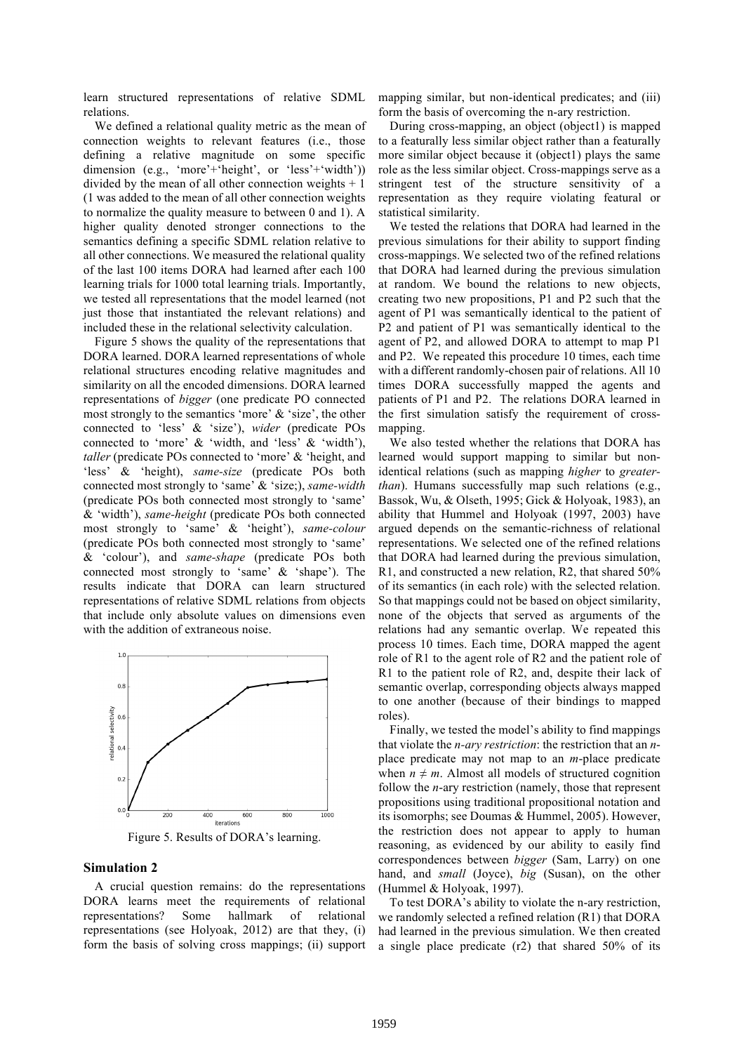learn structured representations of relative SDML relations.

We defined a relational quality metric as the mean of connection weights to relevant features (i.e., those defining a relative magnitude on some specific dimension (e.g., 'more'+'height', or 'less'+'width')) divided by the mean of all other connection weights + 1 (1 was added to the mean of all other connection weights to normalize the quality measure to between 0 and 1). A higher quality denoted stronger connections to the semantics defining a specific SDML relation relative to all other connections. We measured the relational quality of the last 100 items DORA had learned after each 100 learning trials for 1000 total learning trials. Importantly, we tested all representations that the model learned (not just those that instantiated the relevant relations) and included these in the relational selectivity calculation.

Figure 5 shows the quality of the representations that DORA learned. DORA learned representations of whole relational structures encoding relative magnitudes and similarity on all the encoded dimensions. DORA learned representations of *bigger* (one predicate PO connected most strongly to the semantics 'more' & 'size', the other connected to 'less' & 'size'), *wider* (predicate POs connected to 'more' & 'width, and 'less' & 'width'), *taller* (predicate POs connected to 'more' & 'height, and 'less' & 'height), *same-size* (predicate POs both connected most strongly to 'same' & 'size;), *same-width* (predicate POs both connected most strongly to 'same' & 'width'), *same-height* (predicate POs both connected most strongly to 'same' & 'height'), *same-colour* (predicate POs both connected most strongly to 'same' & 'colour'), and *same-shape* (predicate POs both connected most strongly to 'same' & 'shape'). The results indicate that DORA can learn structured representations of relative SDML relations from objects that include only absolute values on dimensions even with the addition of extraneous noise.

Figure 5. Results of DORA's learning.

## Simulation 2

A crucial question remains: do the representations DORA learns meet the requirements of relational representations? Some hallmark of relational representations (see Holyoak, 2012) are that they, (i) form the basis of solving cross mappings; (ii) support mapping similar, but non-identical predicates; and (iii) form the basis of overcoming the n-ary restriction.

During cross-mapping, an object (object1) is mapped to a featurally less similar object rather than a featurally more similar object because it (object1) plays the same role as the less similar object. Cross-mappings serve as a stringent test of the structure sensitivity of a representation as they require violating featural or statistical similarity.

We tested the relations that DORA had learned in the previous simulations for their ability to support finding cross-mappings. We selected two of the refined relations that DORA had learned during the previous simulation at random. We bound the relations to new objects, creating two new propositions, P1 and P2 such that the agent of P1 was semantically identical to the patient of P2 and patient of P1 was semantically identical to the agent of P2, and allowed DORA to attempt to map P1 and P2. We repeated this procedure 10 times, each time with a different randomly-chosen pair of relations. All 10 times DORA successfully mapped the agents and patients of P1 and P2. The relations DORA learned in the first simulation satisfy the requirement of cross-mapping.

We also tested whether the relations that DORA has learned would support mapping to similar but non-identical relations (such as mapping *higher* to *greater-than*). Humans successfully map such relations (e.g., Bassok, Wu, & Olseth, 1995; Gick & Holyoak, 1983), an ability that Hummel and Holyoak (1997, 2003) have argued depends on the semantic-richness of relational representations. We selected one of the refined relations that DORA had learned during the previous simulation, R1, and constructed a new relation, R2, that shared 50% of its semantics (in each role) with the selected relation. So that mappings could not be based on object similarity, none of the objects that served as arguments of the relations had any semantic overlap. We repeated this process 10 times. Each time, DORA mapped the agent role of R1 to the agent role of R2 and the patient role of R1 to the patient role of R2, and, despite their lack of semantic overlap, corresponding objects always mapped to one another (because of their bindings to mapped roles).

Finally, we tested the model's ability to find mappings that violate the *n-ary restriction*: the restriction that an *n*-place predicate may not map to an *m*-place predicate when $n \neq m$. Almost all models of structured cognition follow the *n*-ary restriction (namely, those that represent propositions using traditional propositional notation and its isomorphs; see Doumas & Hummel, 2005). However, the restriction does not appear to apply to human reasoning, as evidenced by our ability to easily find correspondences between *bigger* (Sam, Larry) on one hand, and *small* (Joyce), *big* (Susan), on the other (Hummel & Holyoak, 1997).

To test DORA's ability to violate the n-ary restriction, we randomly selected a refined relation (R1) that DORA had learned in the previous simulation. We then created a single place predicate (r2) that shared 50% of its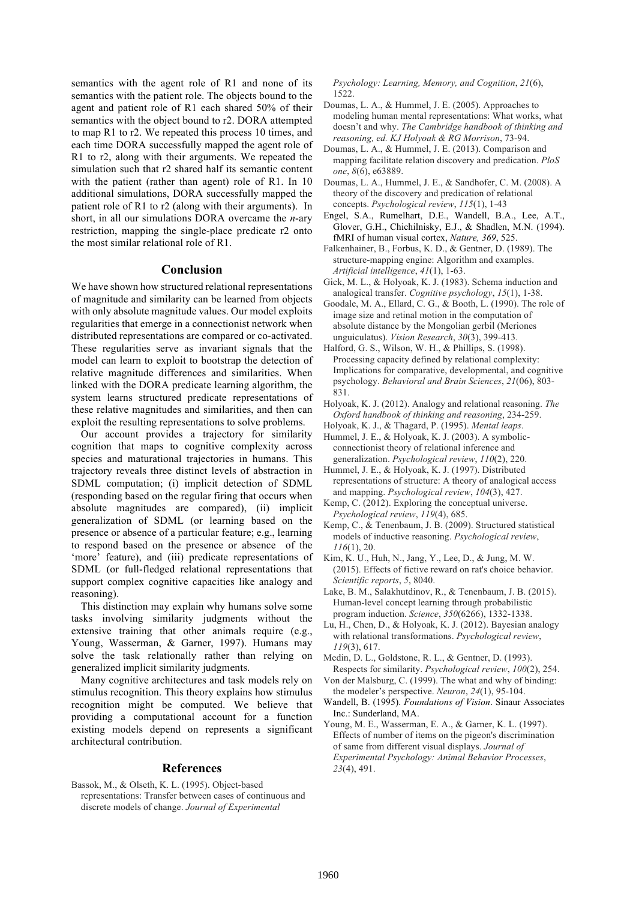semantics with the agent role of R1 and none of its semantics with the patient role. The objects bound to the agent and patient role of R1 each shared 50% of their semantics with the object bound to r2. DORA attempted to map R1 to r2. We repeated this process 10 times, and each time DORA successfully mapped the agent role of R1 to r2, along with their arguments. We repeated the simulation such that r2 shared half its semantic content with the patient (rather than agent) role of R1. In 10 additional simulations, DORA successfully mapped the patient role of R1 to r2 (along with their arguments). In short, in all our simulations DORA overcame the *n*-ary restriction, mapping the single-place predicate r2 onto the most similar relational role of R1.

## Conclusion

We have shown how structured relational representations of magnitude and similarity can be learned from objects with only absolute magnitude values. Our model exploits regularities that emerge in a connectionist network when distributed representations are compared or co-activated. These regularities serve as invariant signals that the model can learn to exploit to bootstrap the detection of relative magnitude differences and similarities. When linked with the DORA predicate learning algorithm, the system learns structured predicate representations of these relative magnitudes and similarities, and then can exploit the resulting representations to solve problems.

Our account provides a trajectory for similarity cognition that maps to cognitive complexity across species and maturational trajectories in humans. This trajectory reveals three distinct levels of abstraction in SDML computation; (i) implicit detection of SDML (responding based on the regular firing that occurs when absolute magnitudes are compared), (ii) implicit generalization of SDML (learning based on the presence or absence of a particular feature; e.g., learning to respond based on the presence or absence of the 'more' feature), and (iii) predicate representations of SDML (or full-fledged relational representations that support complex cognitive capacities like analogy and reasoning).

This distinction may explain why humans solve some tasks involving similarity judgments without the extensive training that other animals require (e.g., Young, Wasserman, & Garner, 1997). Humans may solve the task relationally rather than relying on generalized implicit similarity judgments.

Many cognitive architectures and task models rely on stimulus recognition. This theory explains how stimulus recognition might be computed. We believe that providing a computational account for a function existing models depend on represents a significant architectural contribution.

## References

Bassok, M., & Olseth, K. L. (1995). Object-based representations: Transfer between cases of continuous and discrete models of change. *Journal of Experimental Psychology: Learning, Memory, and Cognition*, *21*(6), 1522.

Doumas, L. A., & Hummel, J. E. (2005). Approaches to modeling human mental representations: What works, what doesn't and why. *The Cambridge handbook of thinking and reasoning, ed. KJ Holyoak & RG Morrison*, 73-94.

Doumas, L. A., & Hummel, J. E. (2013). Comparison and mapping facilitate relation discovery and predication. *PloS one*, *8*(6), e63889.

Doumas, L. A., Hummel, J. E., & Sandhofer, C. M. (2008). A theory of the discovery and predication of relational concepts. *Psychological review*, *115*(1), 1-43

Engel, S.A., Rumelhart, D.E., Wandell, B.A., Lee, A.T., Glover, G.H., Chichilnisky, E.J., & Shadlen, M.N. (1994). fMRI of human visual cortex, *Nature, 369*, 525.

Falkenhainer, B., Forbus, K. D., & Gentner, D. (1989). The structure-mapping engine: Algorithm and examples. *Artificial intelligence*, *41*(1), 1-63.

Gick, M. L., & Holyoak, K. J. (1983). Schema induction and analogical transfer. *Cognitive psychology*, *15*(1), 1-38.

Goodale, M. A., Ellard, C. G., & Booth, L. (1990). The role of image size and retinal motion in the computation of absolute distance by the Mongolian gerbil (Meriones unguiculatus). *Vision Research*, *30*(3), 399-413.

Halford, G. S., Wilson, W. H., & Phillips, S. (1998). Processing capacity defined by relational complexity: Implications for comparative, developmental, and cognitive psychology. *Behavioral and Brain Sciences*, *21*(06), 803-831.

Holyoak, K. J. (2012). Analogy and relational reasoning. *The Oxford handbook of thinking and reasoning*, 234-259.

Holyoak, K. J., & Thagard, P. (1995). *Mental leaps*.

Hummel, J. E., & Holyoak, K. J. (2003). A symbolic-connectionist theory of relational inference and generalization. *Psychological review*, *110*(2), 220.

Hummel, J. E., & Holyoak, K. J. (1997). Distributed representations of structure: A theory of analogical access and mapping. *Psychological review*, *104*(3), 427.

Kemp, C. (2012). Exploring the conceptual universe. *Psychological review*, *119*(4), 685.

Kemp, C., & Tenenbaum, J. B. (2009). Structured statistical models of inductive reasoning. *Psychological review*, *116*(1), 20.

Kim, K. U., Huh, N., Jang, Y., Lee, D., & Jung, M. W. (2015). Effects of fictive reward on rat's choice behavior. *Scientific reports*, *5*, 8040.

Lake, B. M., Salakhutdinov, R., & Tenenbaum, J. B. (2015). Human-level concept learning through probabilistic program induction. *Science*, *350*(6266), 1332-1338.

Lu, H., Chen, D., & Holyoak, K. J. (2012). Bayesian analogy with relational transformations. *Psychological review*, *119*(3), 617.

Medin, D. L., Goldstone, R. L., & Gentner, D. (1993). Respects for similarity. *Psychological review*, *100*(2), 254.

Von der Malsburg, C. (1999). The what and why of binding: the modeler's perspective. *Neuron*, *24*(1), 95-104.

Wandell, B. (1995). *Foundations of Vision*. Sinaur Associates Inc.: Sunderland, MA.

Young, M. E., Wasserman, E. A., & Garner, K. L. (1997). Effects of number of items on the pigeon's discrimination of same from different visual displays. *Journal of Experimental Psychology: Animal Behavior Processes*, *23*(4), 491.